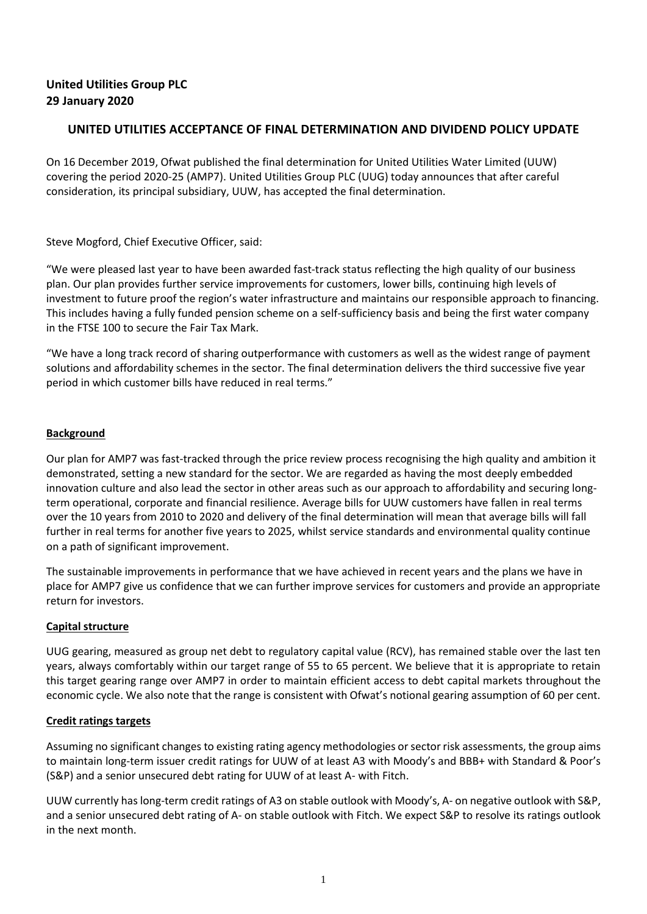**United Utilities Group PLC**
**29 January 2020**

## UNITED UTILITIES ACCEPTANCE OF FINAL DETERMINATION AND DIVIDEND POLICY UPDATE

On 16 December 2019, Ofwat published the final determination for United Utilities Water Limited (UUW) covering the period 2020-25 (AMP7). United Utilities Group PLC (UUG) today announces that after careful consideration, its principal subsidiary, UUW, has accepted the final determination.

Steve Mogford, Chief Executive Officer, said:

"We were pleased last year to have been awarded fast-track status reflecting the high quality of our business plan. Our plan provides further service improvements for customers, lower bills, continuing high levels of investment to future proof the region's water infrastructure and maintains our responsible approach to financing. This includes having a fully funded pension scheme on a self-sufficiency basis and being the first water company in the FTSE 100 to secure the Fair Tax Mark.

"We have a long track record of sharing outperformance with customers as well as the widest range of payment solutions and affordability schemes in the sector. The final determination delivers the third successive five year period in which customer bills have reduced in real terms."

### Background

Our plan for AMP7 was fast-tracked through the price review process recognising the high quality and ambition it demonstrated, setting a new standard for the sector. We are regarded as having the most deeply embedded innovation culture and also lead the sector in other areas such as our approach to affordability and securing long-term operational, corporate and financial resilience. Average bills for UUW customers have fallen in real terms over the 10 years from 2010 to 2020 and delivery of the final determination will mean that average bills will fall further in real terms for another five years to 2025, whilst service standards and environmental quality continue on a path of significant improvement.

The sustainable improvements in performance that we have achieved in recent years and the plans we have in place for AMP7 give us confidence that we can further improve services for customers and provide an appropriate return for investors.

### Capital structure

UUG gearing, measured as group net debt to regulatory capital value (RCV), has remained stable over the last ten years, always comfortably within our target range of 55 to 65 percent. We believe that it is appropriate to retain this target gearing range over AMP7 in order to maintain efficient access to debt capital markets throughout the economic cycle. We also note that the range is consistent with Ofwat's notional gearing assumption of 60 per cent.

### Credit ratings targets

Assuming no significant changes to existing rating agency methodologies or sector risk assessments, the group aims to maintain long-term issuer credit ratings for UUW of at least A3 with Moody's and BBB+ with Standard & Poor's (S&P) and a senior unsecured debt rating for UUW of at least A- with Fitch.

UUW currently has long-term credit ratings of A3 on stable outlook with Moody's, A- on negative outlook with S&P, and a senior unsecured debt rating of A- on stable outlook with Fitch. We expect S&P to resolve its ratings outlook in the next month.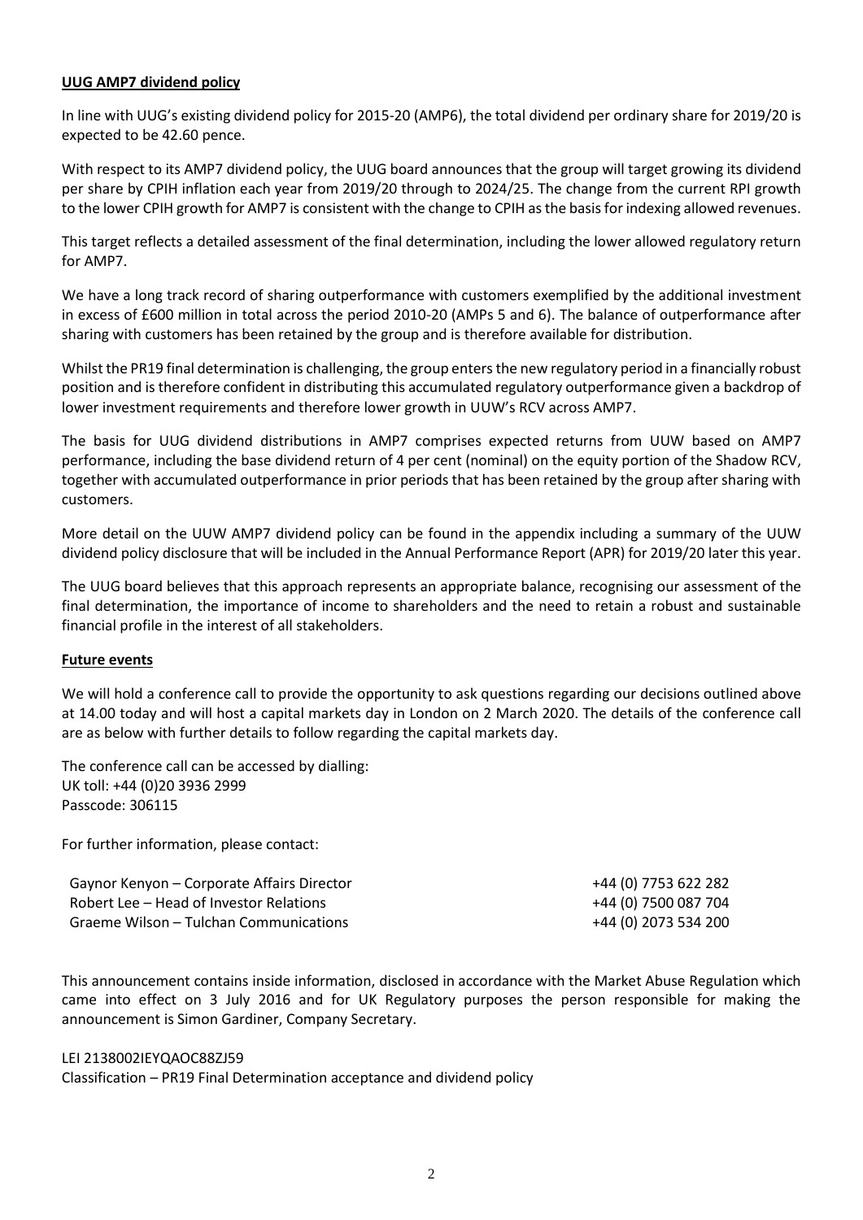**UUG AMP7 dividend policy**

In line with UUG's existing dividend policy for 2015-20 (AMP6), the total dividend per ordinary share for 2019/20 is expected to be 42.60 pence.

With respect to its AMP7 dividend policy, the UUG board announces that the group will target growing its dividend per share by CPIH inflation each year from 2019/20 through to 2024/25. The change from the current RPI growth to the lower CPIH growth for AMP7 is consistent with the change to CPIH as the basis for indexing allowed revenues.

This target reflects a detailed assessment of the final determination, including the lower allowed regulatory return for AMP7.

We have a long track record of sharing outperformance with customers exemplified by the additional investment in excess of £600 million in total across the period 2010-20 (AMPs 5 and 6). The balance of outperformance after sharing with customers has been retained by the group and is therefore available for distribution.

Whilst the PR19 final determination is challenging, the group enters the new regulatory period in a financially robust position and is therefore confident in distributing this accumulated regulatory outperformance given a backdrop of lower investment requirements and therefore lower growth in UUW's RCV across AMP7.

The basis for UUG dividend distributions in AMP7 comprises expected returns from UUW based on AMP7 performance, including the base dividend return of 4 per cent (nominal) on the equity portion of the Shadow RCV, together with accumulated outperformance in prior periods that has been retained by the group after sharing with customers.

More detail on the UUW AMP7 dividend policy can be found in the appendix including a summary of the UUW dividend policy disclosure that will be included in the Annual Performance Report (APR) for 2019/20 later this year.

The UUG board believes that this approach represents an appropriate balance, recognising our assessment of the final determination, the importance of income to shareholders and the need to retain a robust and sustainable financial profile in the interest of all stakeholders.

**Future events**

We will hold a conference call to provide the opportunity to ask questions regarding our decisions outlined above at 14.00 today and will host a capital markets day in London on 2 March 2020. The details of the conference call are as below with further details to follow regarding the capital markets day.

The conference call can be accessed by dialling:
UK toll: +44 (0)20 3936 2999
Passcode: 306115

For further information, please contact:

| | |
|---|---|
| Gaynor Kenyon – Corporate Affairs Director | +44 (0) 7753 622 282 |
| Robert Lee – Head of Investor Relations | +44 (0) 7500 087 704 |
| Graeme Wilson – Tulchan Communications | +44 (0) 2073 534 200 |

This announcement contains inside information, disclosed in accordance with the Market Abuse Regulation which came into effect on 3 July 2016 and for UK Regulatory purposes the person responsible for making the announcement is Simon Gardiner, Company Secretary.

LEI 2138002IEYQAOC88ZJ59
Classification – PR19 Final Determination acceptance and dividend policy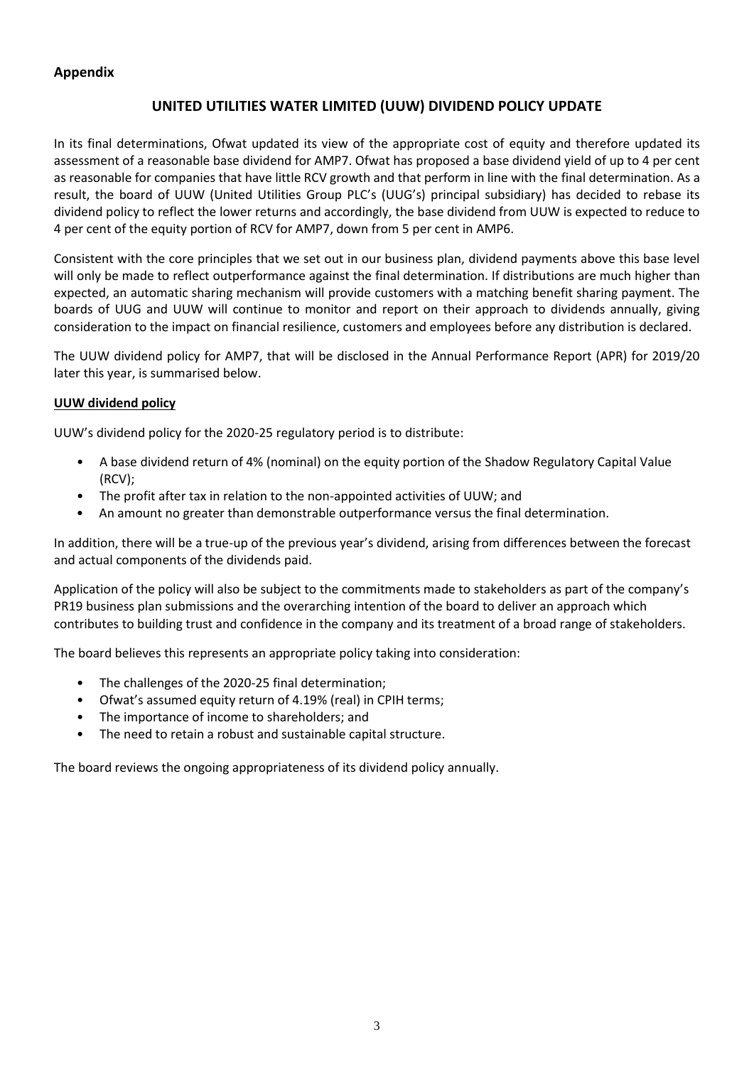## Appendix

### UNITED UTILITIES WATER LIMITED (UUW) DIVIDEND POLICY UPDATE

In its final determinations, Ofwat updated its view of the appropriate cost of equity and therefore updated its assessment of a reasonable base dividend for AMP7. Ofwat has proposed a base dividend yield of up to 4 per cent as reasonable for companies that have little RCV growth and that perform in line with the final determination. As a result, the board of UUW (United Utilities Group PLC's (UUG's) principal subsidiary) has decided to rebase its dividend policy to reflect the lower returns and accordingly, the base dividend from UUW is expected to reduce to 4 per cent of the equity portion of RCV for AMP7, down from 5 per cent in AMP6.

Consistent with the core principles that we set out in our business plan, dividend payments above this base level will only be made to reflect outperformance against the final determination. If distributions are much higher than expected, an automatic sharing mechanism will provide customers with a matching benefit sharing payment. The boards of UUG and UUW will continue to monitor and report on their approach to dividends annually, giving consideration to the impact on financial resilience, customers and employees before any distribution is declared.

The UUW dividend policy for AMP7, that will be disclosed in the Annual Performance Report (APR) for 2019/20 later this year, is summarised below.

**UUW dividend policy**

UUW's dividend policy for the 2020-25 regulatory period is to distribute:

- A base dividend return of 4% (nominal) on the equity portion of the Shadow Regulatory Capital Value (RCV);
- The profit after tax in relation to the non-appointed activities of UUW; and
- An amount no greater than demonstrable outperformance versus the final determination.

In addition, there will be a true-up of the previous year's dividend, arising from differences between the forecast and actual components of the dividends paid.

Application of the policy will also be subject to the commitments made to stakeholders as part of the company's PR19 business plan submissions and the overarching intention of the board to deliver an approach which contributes to building trust and confidence in the company and its treatment of a broad range of stakeholders.

The board believes this represents an appropriate policy taking into consideration:

- The challenges of the 2020-25 final determination;
- Ofwat's assumed equity return of 4.19% (real) in CPIH terms;
- The importance of income to shareholders; and
- The need to retain a robust and sustainable capital structure.

The board reviews the ongoing appropriateness of its dividend policy annually.